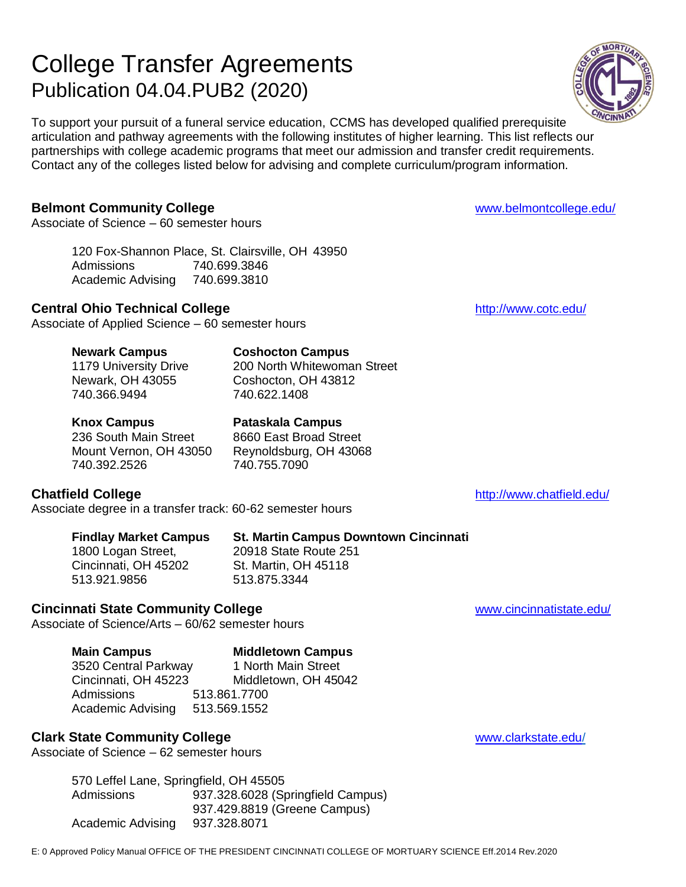# College Transfer Agreements
## Publication 04.04.PUB2 (2020)

To support your pursuit of a funeral service education, CCMS has developed qualified prerequisite articulation and pathway agreements with the following institutes of higher learning. This list reflects our partnerships with college academic programs that meet our admission and transfer credit requirements. Contact any of the colleges listed below for advising and complete curriculum/program information.

### Belmont Community College

www.belmontcollege.edu/

Associate of Science – 60 semester hours

120 Fox-Shannon Place, St. Clairsville, OH 43950
Admissions 740.699.3846
Academic Advising 740.699.3810

### Central Ohio Technical College

http://www.cotc.edu/

Associate of Applied Science – 60 semester hours

**Newark Campus**
1179 University Drive
Newark, OH 43055
740.366.9494

**Coshocton Campus**
200 North Whitewoman Street
Coshocton, OH 43812
740.622.1408

**Knox Campus**
236 South Main Street
Mount Vernon, OH 43050
740.392.2526

**Pataskala Campus**
8660 East Broad Street
Reynoldsburg, OH 43068
740.755.7090

### Chatfield College

http://www.chatfield.edu/

Associate degree in a transfer track: 60-62 semester hours

**Findlay Market Campus**
1800 Logan Street,
Cincinnati, OH 45202
513.921.9856

**St. Martin Campus Downtown Cincinnati**
20918 State Route 251
St. Martin, OH 45118
513.875.3344

### Cincinnati State Community College

www.cincinnatistate.edu/

Associate of Science/Arts – 60/62 semester hours

**Main Campus**
3520 Central Parkway
Cincinnati, OH 45223

**Middletown Campus**
1 North Main Street
Middletown, OH 45042

Admissions 513.861.7700
Academic Advising 513.569.1552

### Clark State Community College

www.clarkstate.edu/

Associate of Science – 62 semester hours

570 Leffel Lane, Springfield, OH 45505
Admissions 937.328.6028 (Springfield Campus)
937.429.8819 (Greene Campus)
Academic Advising 937.328.8071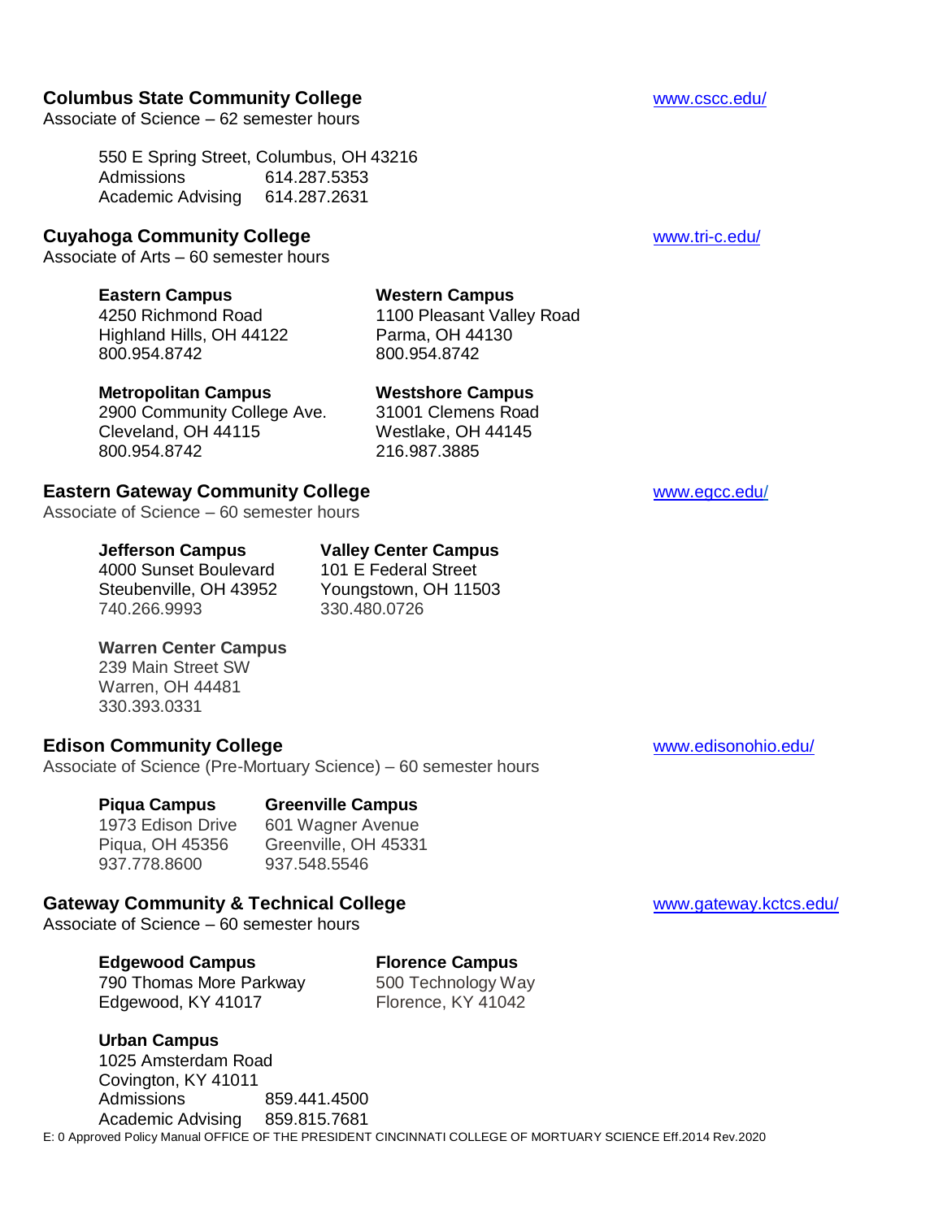**Columbus State Community College** [www.cscc.edu/](http://www.cscc.edu/)

Associate of Science – 62 semester hours

550 E Spring Street, Columbus, OH 43216
Admissions 614.287.5353
Academic Advising 614.287.2631

**Cuyahoga Community College** [www.tri-c.edu/](http://www.tri-c.edu/)

Associate of Arts – 60 semester hours

**Eastern Campus**
4250 Richmond Road
Highland Hills, OH 44122
800.954.8742

**Western Campus**
1100 Pleasant Valley Road
Parma, OH 44130
800.954.8742

**Metropolitan Campus**
2900 Community College Ave.
Cleveland, OH 44115
800.954.8742

**Westshore Campus**
31001 Clemens Road
Westlake, OH 44145
216.987.3885

**Eastern Gateway Community College** [www.egcc.edu/](http://www.egcc.edu/)

Associate of Science – 60 semester hours

**Jefferson Campus**
4000 Sunset Boulevard
Steubenville, OH 43952
740.266.9993

**Valley Center Campus**
101 E Federal Street
Youngstown, OH 11503
330.480.0726

**Warren Center Campus**
239 Main Street SW
Warren, OH 44481
330.393.0331

**Edison Community College** [www.edisonohio.edu/](http://www.edisonohio.edu/)

Associate of Science (Pre-Mortuary Science) – 60 semester hours

**Piqua Campus**
1973 Edison Drive
Piqua, OH 45356
937.778.8600

**Greenville Campus**
601 Wagner Avenue
Greenville, OH 45331
937.548.5546

**Gateway Community & Technical College** [www.gateway.kctcs.edu/](http://www.gateway.kctcs.edu/)

Associate of Science – 60 semester hours

**Edgewood Campus**
790 Thomas More Parkway
Edgewood, KY 41017

**Florence Campus**
500 Technology Way
Florence, KY 41042

**Urban Campus**
1025 Amsterdam Road
Covington, KY 41011
Admissions 859.441.4500
Academic Advising 859.815.7681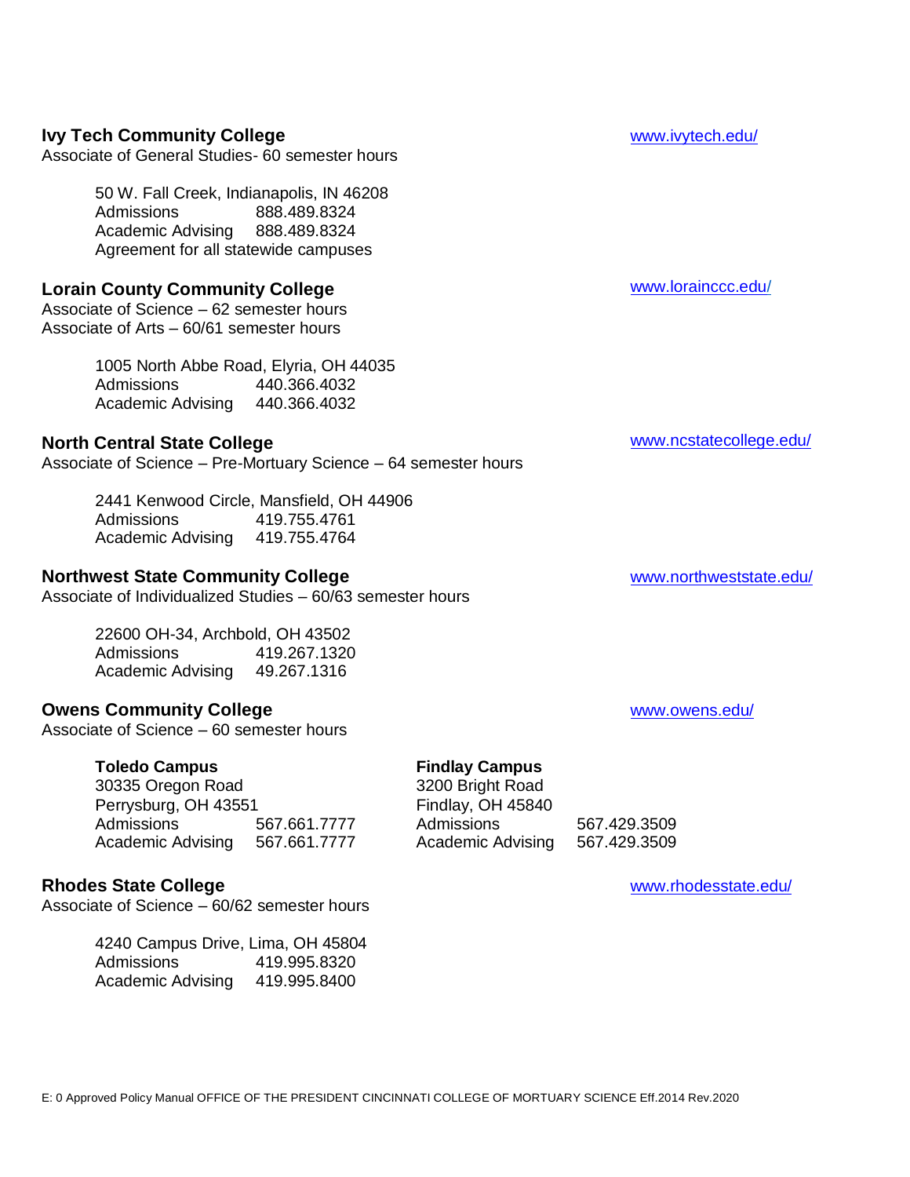**Ivy Tech Community College** www.ivytech.edu/

Associate of General Studies- 60 semester hours

50 W. Fall Creek, Indianapolis, IN 46208
Admissions 888.489.8324
Academic Advising 888.489.8324
Agreement for all statewide campuses

**Lorain County Community College** www.lorainccc.edu/

Associate of Science – 62 semester hours
Associate of Arts – 60/61 semester hours

1005 North Abbe Road, Elyria, OH 44035
Admissions 440.366.4032
Academic Advising 440.366.4032

**North Central State College** www.ncstatecollege.edu/

Associate of Science – Pre-Mortuary Science – 64 semester hours

2441 Kenwood Circle, Mansfield, OH 44906
Admissions 419.755.4761
Academic Advising 419.755.4764

**Northwest State Community College** www.northweststate.edu/

Associate of Individualized Studies – 60/63 semester hours

22600 OH-34, Archbold, OH 43502
Admissions 419.267.1320
Academic Advising 49.267.1316

**Owens Community College** www.owens.edu/

Associate of Science – 60 semester hours

**Toledo Campus**
30335 Oregon Road
Perrysburg, OH 43551
Admissions 567.661.7777
Academic Advising 567.661.7777

**Findlay Campus**
3200 Bright Road
Findlay, OH 45840
Admissions 567.429.3509
Academic Advising 567.429.3509

**Rhodes State College** www.rhodesstate.edu/

Associate of Science – 60/62 semester hours

4240 Campus Drive, Lima, OH 45804
Admissions 419.995.8320
Academic Advising 419.995.8400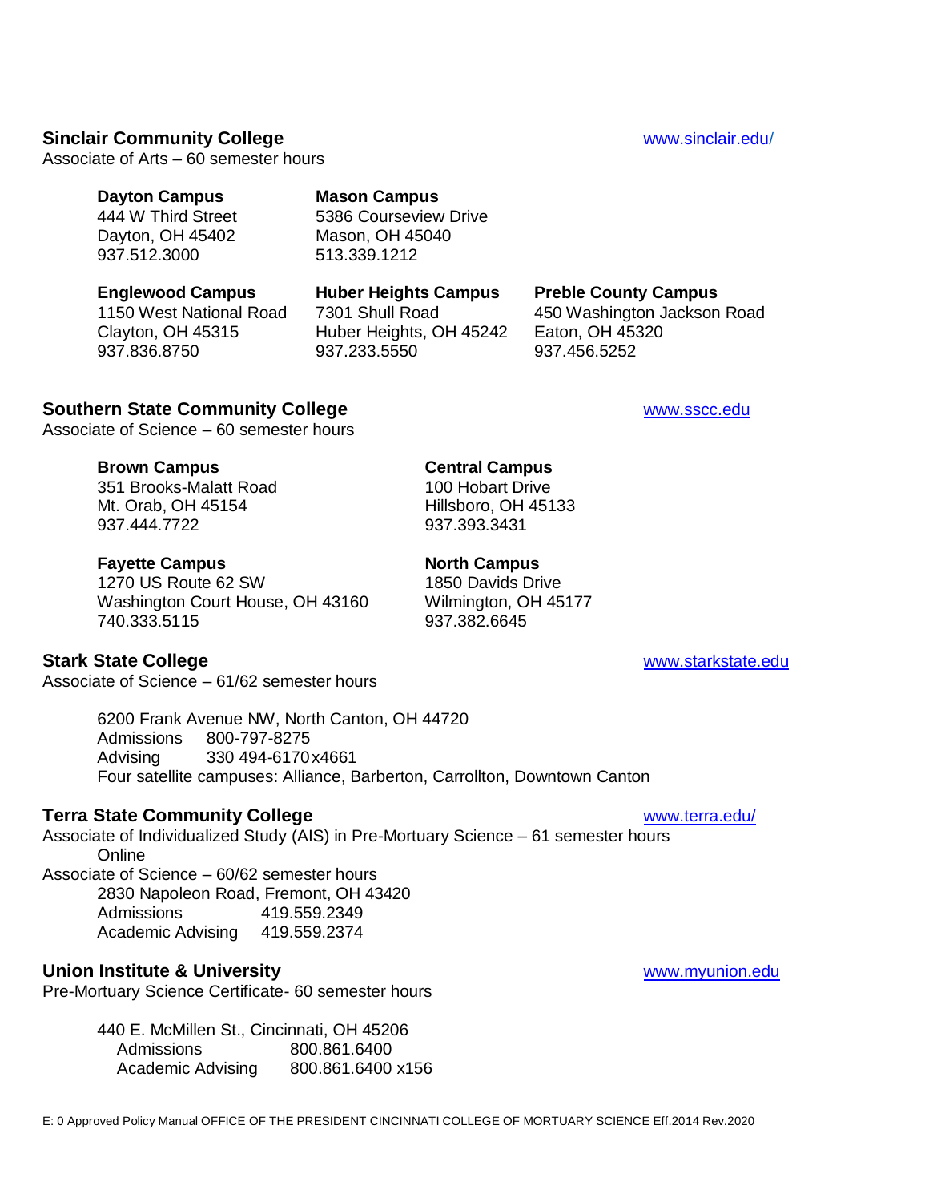## Sinclair Community College

www.sinclair.edu/

Associate of Arts – 60 semester hours

**Dayton Campus**
444 W Third Street
Dayton, OH 45402
937.512.3000

**Mason Campus**
5386 Courseview Drive
Mason, OH 45040
513.339.1212

**Englewood Campus**
1150 West National Road
Clayton, OH 45315
937.836.8750

**Huber Heights Campus**
7301 Shull Road
Huber Heights, OH 45242
937.233.5550

**Preble County Campus**
450 Washington Jackson Road
Eaton, OH 45320
937.456.5252

## Southern State Community College

www.sscc.edu

Associate of Science – 60 semester hours

**Brown Campus**
351 Brooks-Malatt Road
Mt. Orab, OH 45154
937.444.7722

**Central Campus**
100 Hobart Drive
Hillsboro, OH 45133
937.393.3431

**Fayette Campus**
1270 US Route 62 SW
Washington Court House, OH 43160
740.333.5115

**North Campus**
1850 Davids Drive
Wilmington, OH 45177
937.382.6645

## Stark State College

www.starkstate.edu

Associate of Science – 61/62 semester hours

6200 Frank Avenue NW, North Canton, OH 44720
Admissions 800-797-8275
Advising 330 494-6170 x4661
Four satellite campuses: Alliance, Barberton, Carrollton, Downtown Canton

## Terra State Community College

www.terra.edu/

Associate of Individualized Study (AIS) in Pre-Mortuary Science – 61 semester hours
Online

Associate of Science – 60/62 semester hours
2830 Napoleon Road, Fremont, OH 43420
Admissions 419.559.2349
Academic Advising 419.559.2374

## Union Institute & University

www.myunion.edu

Pre-Mortuary Science Certificate- 60 semester hours

440 E. McMillen St., Cincinnati, OH 45206
Admissions 800.861.6400
Academic Advising 800.861.6400 x156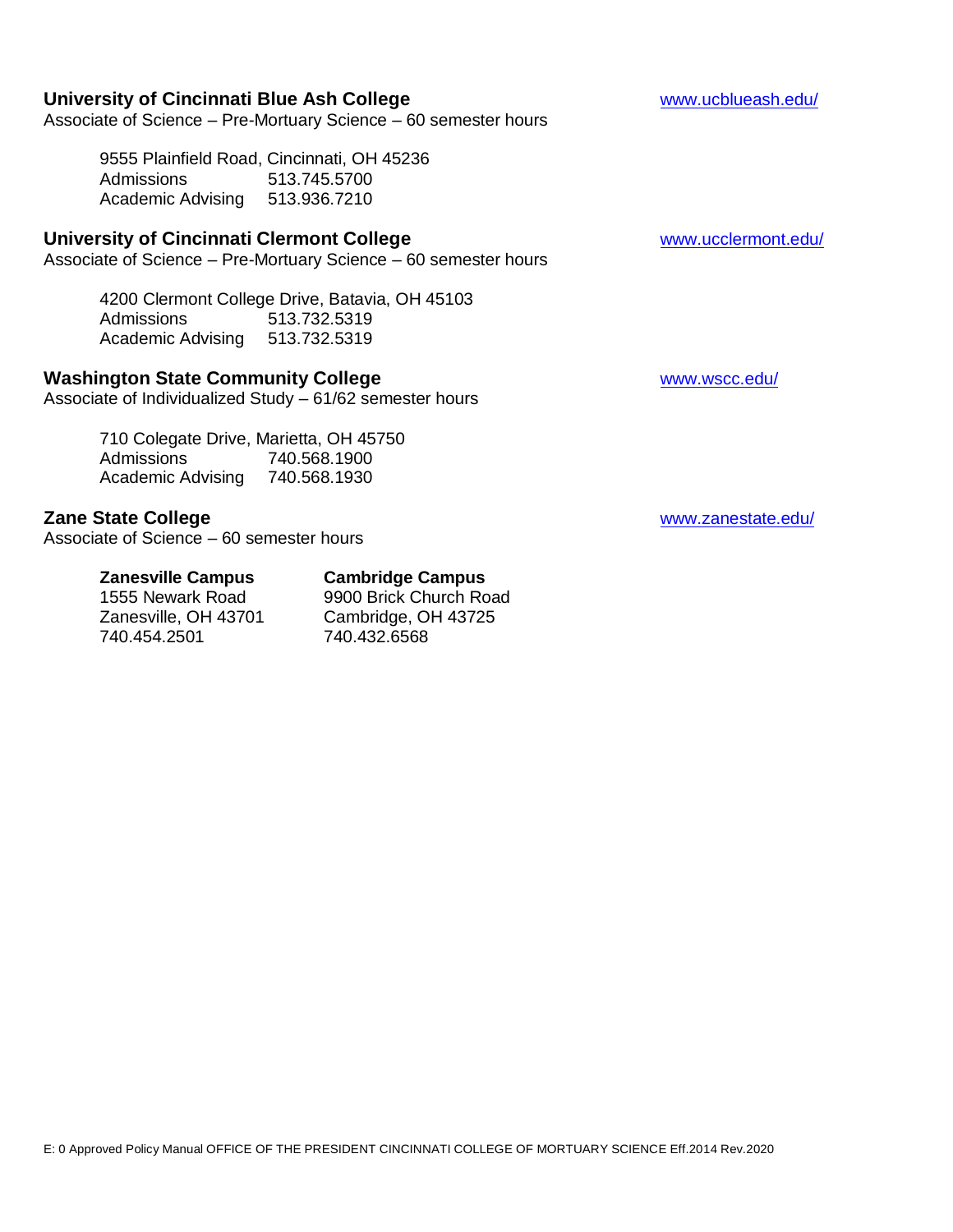**University of Cincinnati Blue Ash College** www.ucblueash.edu/

Associate of Science – Pre-Mortuary Science – 60 semester hours

9555 Plainfield Road, Cincinnati, OH 45236
Admissions 513.745.5700
Academic Advising 513.936.7210

**University of Cincinnati Clermont College** www.ucclermont.edu/

Associate of Science – Pre-Mortuary Science – 60 semester hours

4200 Clermont College Drive, Batavia, OH 45103
Admissions 513.732.5319
Academic Advising 513.732.5319

**Washington State Community College** www.wscc.edu/

Associate of Individualized Study – 61/62 semester hours

710 Colegate Drive, Marietta, OH 45750
Admissions 740.568.1900
Academic Advising 740.568.1930

**Zane State College** www.zanestate.edu/

Associate of Science – 60 semester hours

**Zanesville Campus**
1555 Newark Road
Zanesville, OH 43701
740.454.2501

**Cambridge Campus**
9900 Brick Church Road
Cambridge, OH 43725
740.432.6568